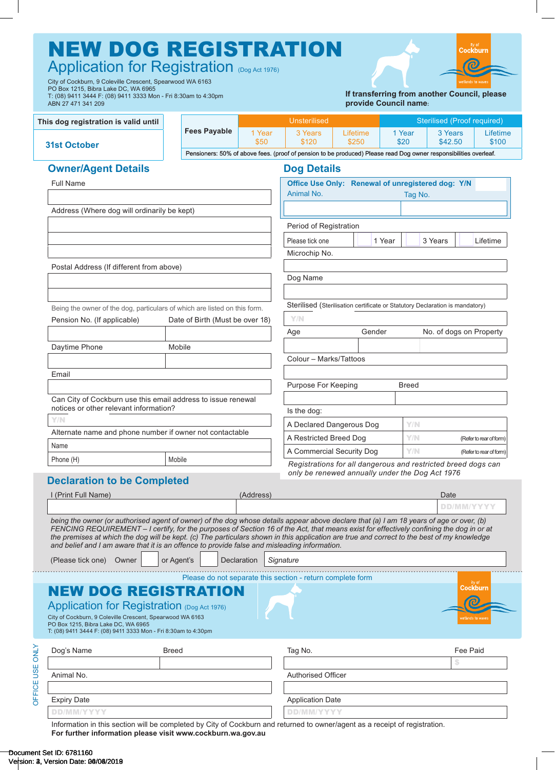# NEW DOG REGISTRATION

## Application for Registration (Dog Act 1976)

City of Cockburn, 9 Coleville Crescent, Spearwood WA 6163
PO Box 1215, Bibra Lake DC, WA 6965
T: (08) 9411 3444 F: (08) 9411 3333 Mon - Fri 8:30am to 4:30pm
ABN 27 471 341 209

City of Cockburn – wetlands to waves

**If transferring from another Council, please provide Council name:**

| This dog registration is valid until |
|---|
| **31st October** |

| Fees Payable | Unsterilised | | | Sterilised (Proof required) | | |
|---|---|---|---|---|---|---|
| | 1 Year $50 | 3 Years $120 | Lifetime $250 | 1 Year $20 | 3 Years $42.50 | Lifetime $100 |

Pensioners: 50% of above fees. (proof of pension to be produced) Please read Dog owner responsibilities overleaf.

## Owner/Agent Details

Full Name

Address (Where dog will ordinarily be kept)

Postal Address (If different from above)

Being the owner of the dog, particulars of which are listed on this form.

Pension No. (If applicable) | Date of Birth (Must be over 18)

Daytime Phone | Mobile

Email

Can City of Cockburn use this email address to issue renewal notices or other relevant information?

Y/N

Alternate name and phone number if owner not contactable

Name

Phone (H) | Mobile

## Dog Details

**Office Use Only: Renewal of unregistered dog: Y/N**

Animal No. | Tag No.

Period of Registration

Please tick one ☐ 1 Year ☐ 3 Years ☐ Lifetime

Microchip No.

Dog Name

Sterilised (Sterilisation certificate or Statutory Declaration is mandatory)

Y/N

Age | Gender | No. of dogs on Property

Colour – Marks/Tattoos

Purpose For Keeping | Breed

Is the dog:

| | | |
|---|---|---|
| A Declared Dangerous Dog | Y/N | |
| A Restricted Breed Dog | Y/N | (Refer to rear of form) |
| A Commercial Security Dog | Y/N | (Refer to rear of form) |

*Registrations for all dangerous and restricted breed dogs can only be renewed annually under the Dog Act 1976*

## Declaration to be Completed

I (Print Full Name) | (Address) | Date DD/MM/YYYY

*being the owner (or authorised agent of owner) of the dog whose details appear above declare that (a) I am 18 years of age or over, (b) FENCING REQUIREMENT – I certify, for the purposes of Section 16 of the Act, that means exist for effectively confining the dog in or at the premises at which the dog will be kept. (c) The particulars shown in this application are true and correct to the best of my knowledge and belief and I am aware that it is an offence to provide false and misleading information.*

(Please tick one) Owner ☐ or Agent's ☐ Declaration | *Signature*

Please do not separate this section - return complete form

# NEW DOG REGISTRATION

## Application for Registration (Dog Act 1976)

City of Cockburn, 9 Coleville Crescent, Spearwood WA 6163
PO Box 1215, Bibra Lake DC, WA 6965
T: (08) 9411 3444 F: (08) 9411 3333 Mon - Fri 8:30am to 4:30pm

City of Cockburn – wetlands to waves

OFFICE USE ONLY

Dog's Name | Breed | Tag No. | Fee Paid $

Animal No. | Authorised Officer

Expiry Date DD/MM/YYYY | Application Date DD/MM/YYYY

Information in this section will be completed by City of Cockburn and returned to owner/agent as a receipt of registration.
**For further information please visit www.cockburn.wa.gov.au**

Document Set ID: 6781160
Version: 3, Version Date: 06/06/2019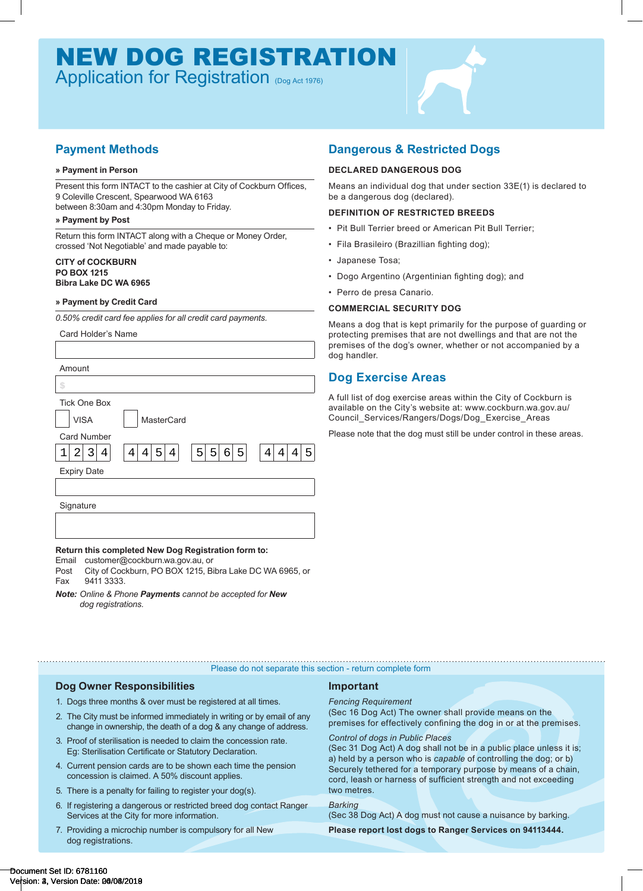# NEW DOG REGISTRATION

## Application for Registration (Dog Act 1976)

## Payment Methods

**» Payment in Person**

Present this form INTACT to the cashier at City of Cockburn Offices, 9 Coleville Crescent, Spearwood WA 6163 between 8:30am and 4:30pm Monday to Friday.

**» Payment by Post**

Return this form INTACT along with a Cheque or Money Order, crossed 'Not Negotiable' and made payable to:

**CITY of COCKBURN**
**PO BOX 1215**
**Bibra Lake DC WA 6965**

**» Payment by Credit Card**

*0.50% credit card fee applies for all credit card payments.*

Card Holder's Name

Amount

$

Tick One Box

☐ VISA ☐ MasterCard

Card Number

1 2 3 4   4 4 5 4   5 5 6 5   4 4 4 5

Expiry Date

Signature

**Return this completed New Dog Registration form to:**

Email customer@cockburn.wa.gov.au, or
Post City of Cockburn, PO BOX 1215, Bibra Lake DC WA 6965, or
Fax 9411 3333.

***Note:*** *Online & Phone **Payments** cannot be accepted for **New** dog registrations.*

## Dangerous & Restricted Dogs

**DECLARED DANGEROUS DOG**

Means an individual dog that under section 33E(1) is declared to be a dangerous dog (declared).

**DEFINITION OF RESTRICTED BREEDS**

- Pit Bull Terrier breed or American Pit Bull Terrier;
- Fila Brasileiro (Brazillian fighting dog);
- Japanese Tosa;
- Dogo Argentino (Argentinian fighting dog); and
- Perro de presa Canario.

**COMMERCIAL SECURITY DOG**

Means a dog that is kept primarily for the purpose of guarding or protecting premises that are not dwellings and that are not the premises of the dog's owner, whether or not accompanied by a dog handler.

## Dog Exercise Areas

A full list of dog exercise areas within the City of Cockburn is available on the City's website at: www.cockburn.wa.gov.au/Council_Services/Rangers/Dogs/Dog_Exercise_Areas

Please note that the dog must still be under control in these areas.

Please do not separate this section - return complete form

## Dog Owner Responsibilities

1. Dogs three months & over must be registered at all times.
2. The City must be informed immediately in writing or by email of any change in ownership, the death of a dog & any change of address.
3. Proof of sterilisation is needed to claim the concession rate. Eg: Sterilisation Certificate or Statutory Declaration.
4. Current pension cards are to be shown each time the pension concession is claimed. A 50% discount applies.
5. There is a penalty for failing to register your dog(s).
6. If registering a dangerous or restricted breed dog contact Ranger Services at the City for more information.
7. Providing a microchip number is compulsory for all New dog registrations.

## Important

*Fencing Requirement*

(Sec 16 Dog Act) The owner shall provide means on the premises for effectively confining the dog in or at the premises.

*Control of dogs in Public Places*

(Sec 31 Dog Act) A dog shall not be in a public place unless it is; a) held by a person who is *capable* of controlling the dog; or b) Securely tethered for a temporary purpose by means of a chain, cord, leash or harness of sufficient strength and not exceeding two metres.

*Barking*

(Sec 38 Dog Act) A dog must not cause a nuisance by barking.

**Please report lost dogs to Ranger Services on 94113444.**

Document Set ID: 6781160
Version: 3, Version Date: 06/08/2019